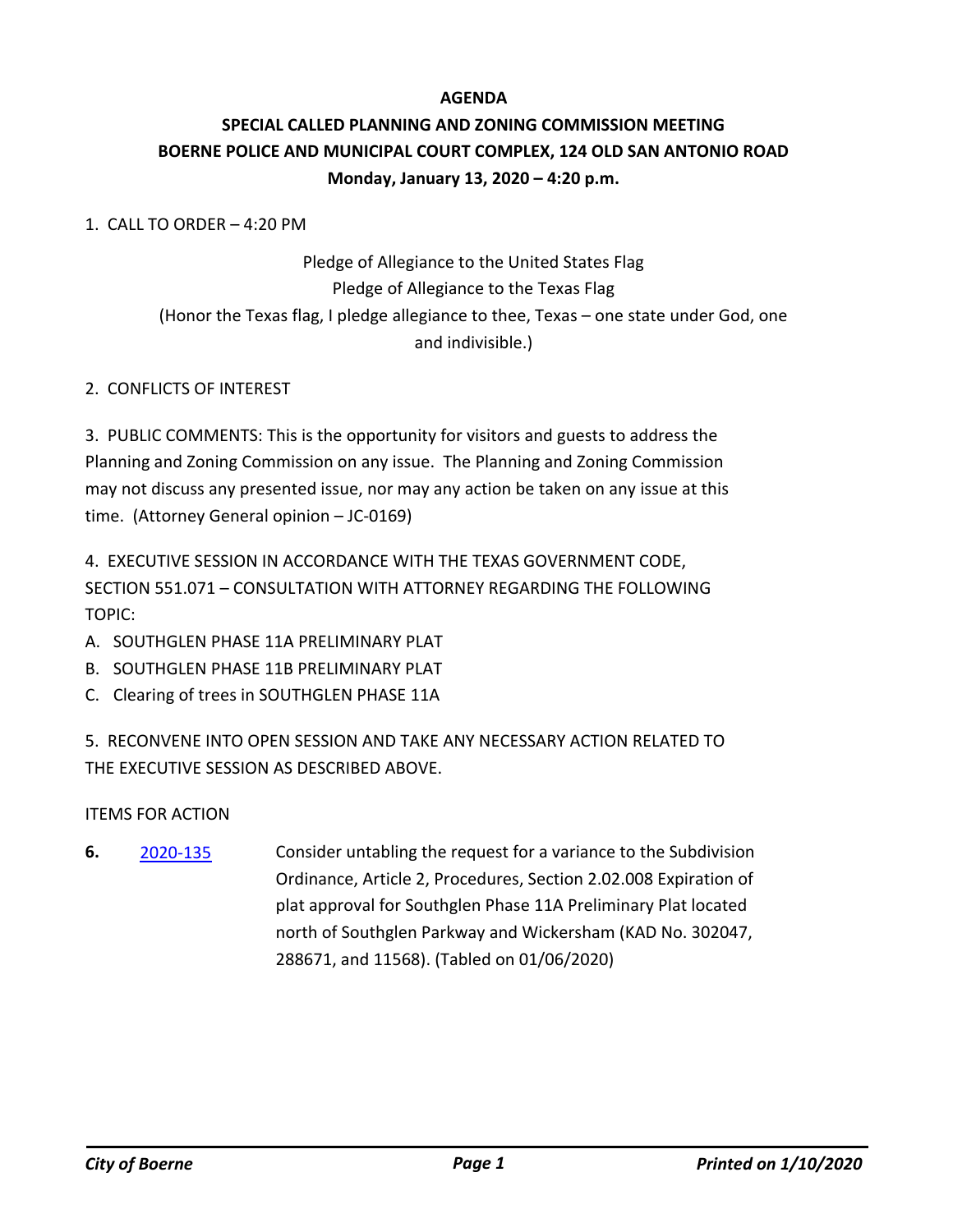# AGENDA

## SPECIAL CALLED PLANNING AND ZONING COMMISSION MEETING
## BOERNE POLICE AND MUNICIPAL COURT COMPLEX, 124 OLD SAN ANTONIO ROAD
## Monday, January 13, 2020 – 4:20 p.m.

1. CALL TO ORDER – 4:20 PM

Pledge of Allegiance to the United States Flag
Pledge of Allegiance to the Texas Flag
(Honor the Texas flag, I pledge allegiance to thee, Texas – one state under God, one and indivisible.)

2. CONFLICTS OF INTEREST

3. PUBLIC COMMENTS: This is the opportunity for visitors and guests to address the Planning and Zoning Commission on any issue. The Planning and Zoning Commission may not discuss any presented issue, nor may any action be taken on any issue at this time. (Attorney General opinion – JC-0169)

4. EXECUTIVE SESSION IN ACCORDANCE WITH THE TEXAS GOVERNMENT CODE, SECTION 551.071 – CONSULTATION WITH ATTORNEY REGARDING THE FOLLOWING TOPIC:

A. SOUTHGLEN PHASE 11A PRELIMINARY PLAT
B. SOUTHGLEN PHASE 11B PRELIMINARY PLAT
C. Clearing of trees in SOUTHGLEN PHASE 11A

5. RECONVENE INTO OPEN SESSION AND TAKE ANY NECESSARY ACTION RELATED TO THE EXECUTIVE SESSION AS DESCRIBED ABOVE.

ITEMS FOR ACTION

**6.** 2020-135 Consider untabling the request for a variance to the Subdivision Ordinance, Article 2, Procedures, Section 2.02.008 Expiration of plat approval for Southglen Phase 11A Preliminary Plat located north of Southglen Parkway and Wickersham (KAD No. 302047, 288671, and 11568). (Tabled on 01/06/2020)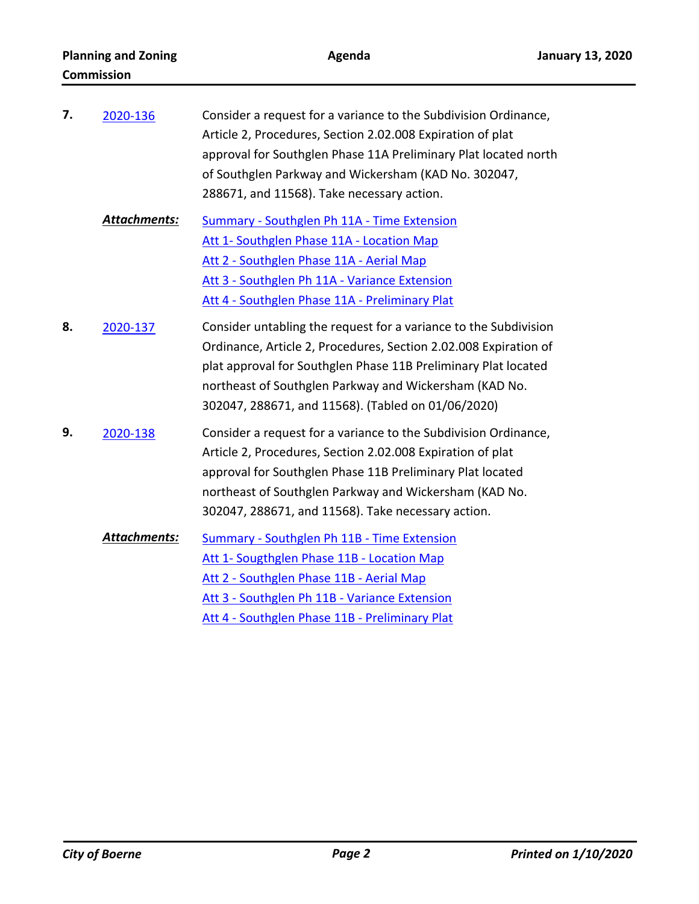**7.** 2020-136

Consider a request for a variance to the Subdivision Ordinance, Article 2, Procedures, Section 2.02.008 Expiration of plat approval for Southglen Phase 11A Preliminary Plat located north of Southglen Parkway and Wickersham (KAD No. 302047, 288671, and 11568). Take necessary action.

***Attachments:***

- Summary - Southglen Ph 11A - Time Extension
- Att 1- Southglen Phase 11A - Location Map
- Att 2 - Southglen Phase 11A - Aerial Map
- Att 3 - Southglen Ph 11A - Variance Extension
- Att 4 - Southglen Phase 11A - Preliminary Plat

**8.** 2020-137

Consider untabling the request for a variance to the Subdivision Ordinance, Article 2, Procedures, Section 2.02.008 Expiration of plat approval for Southglen Phase 11B Preliminary Plat located northeast of Southglen Parkway and Wickersham (KAD No. 302047, 288671, and 11568). (Tabled on 01/06/2020)

**9.** 2020-138

Consider a request for a variance to the Subdivision Ordinance, Article 2, Procedures, Section 2.02.008 Expiration of plat approval for Southglen Phase 11B Preliminary Plat located northeast of Southglen Parkway and Wickersham (KAD No. 302047, 288671, and 11568). Take necessary action.

***Attachments:***

- Summary - Southglen Ph 11B - Time Extension
- Att 1- Sougthglen Phase 11B - Location Map
- Att 2 - Southglen Phase 11B - Aerial Map
- Att 3 - Southglen Ph 11B - Variance Extension
- Att 4 - Southglen Phase 11B - Preliminary Plat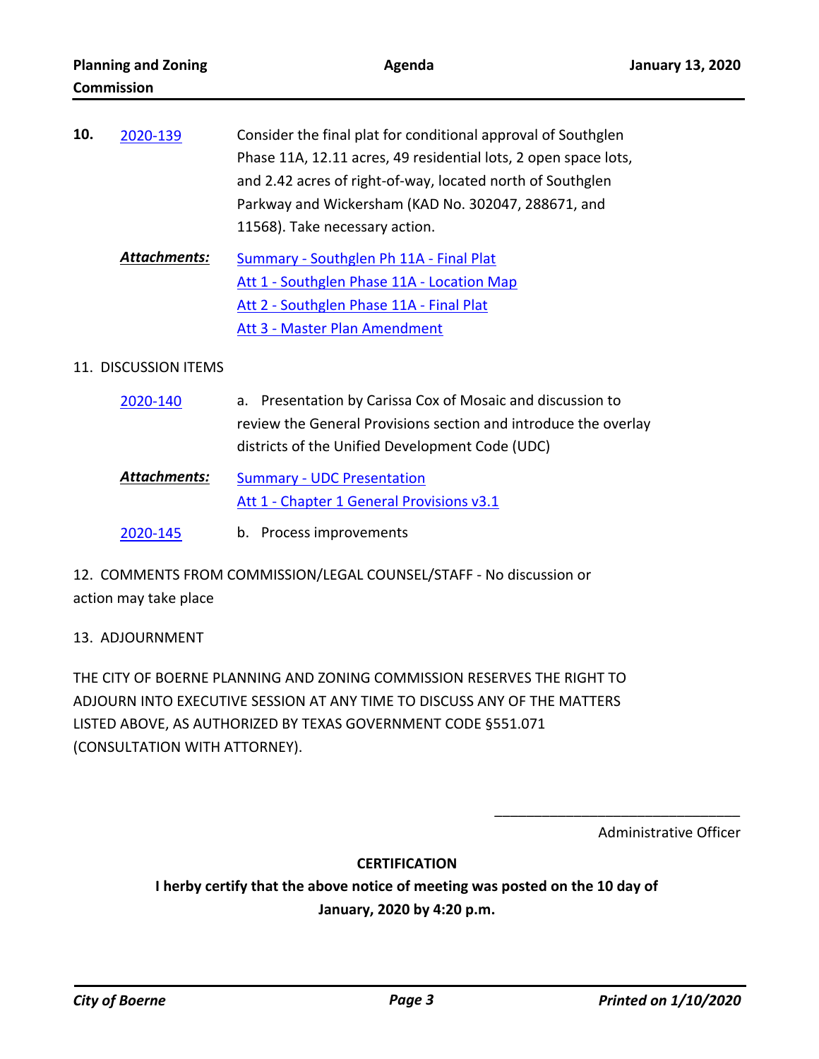**10.** 2020-139 — Consider the final plat for conditional approval of Southglen Phase 11A, 12.11 acres, 49 residential lots, 2 open space lots, and 2.42 acres of right-of-way, located north of Southglen Parkway and Wickersham (KAD No. 302047, 288671, and 11568). Take necessary action.

***Attachments:***
- Summary - Southglen Ph 11A - Final Plat
- Att 1 - Southglen Phase 11A - Location Map
- Att 2 - Southglen Phase 11A - Final Plat
- Att 3 - Master Plan Amendment

11. DISCUSSION ITEMS

2020-140 — a. Presentation by Carissa Cox of Mosaic and discussion to review the General Provisions section and introduce the overlay districts of the Unified Development Code (UDC)

***Attachments:***
- Summary - UDC Presentation
- Att 1 - Chapter 1 General Provisions v3.1

2020-145 — b. Process improvements

12. COMMENTS FROM COMMISSION/LEGAL COUNSEL/STAFF - No discussion or action may take place

13. ADJOURNMENT

THE CITY OF BOERNE PLANNING AND ZONING COMMISSION RESERVES THE RIGHT TO ADJOURN INTO EXECUTIVE SESSION AT ANY TIME TO DISCUSS ANY OF THE MATTERS LISTED ABOVE, AS AUTHORIZED BY TEXAS GOVERNMENT CODE §551.071 (CONSULTATION WITH ATTORNEY).

________________________________
Administrative Officer

**CERTIFICATION**

**I herby certify that the above notice of meeting was posted on the 10 day of January, 2020 by 4:20 p.m.**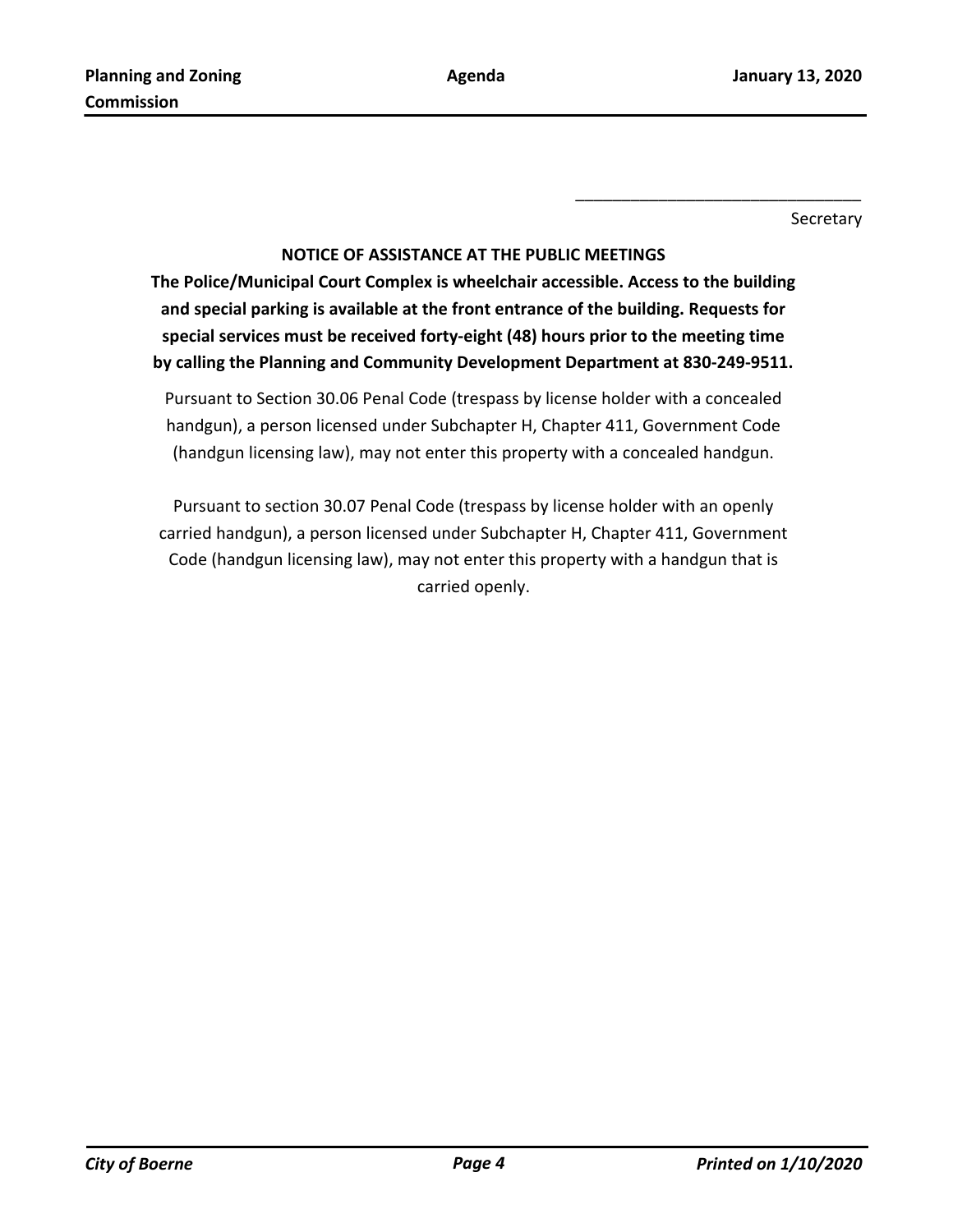\_\_\_\_\_\_\_\_\_\_\_\_\_\_\_\_\_\_\_\_\_\_\_\_\_\_\_\_\_\_\_\_

Secretary

**NOTICE OF ASSISTANCE AT THE PUBLIC MEETINGS**

**The Police/Municipal Court Complex is wheelchair accessible. Access to the building and special parking is available at the front entrance of the building. Requests for special services must be received forty-eight (48) hours prior to the meeting time by calling the Planning and Community Development Department at 830-249-9511.**

Pursuant to Section 30.06 Penal Code (trespass by license holder with a concealed handgun), a person licensed under Subchapter H, Chapter 411, Government Code (handgun licensing law), may not enter this property with a concealed handgun.

Pursuant to section 30.07 Penal Code (trespass by license holder with an openly carried handgun), a person licensed under Subchapter H, Chapter 411, Government Code (handgun licensing law), may not enter this property with a handgun that is carried openly.